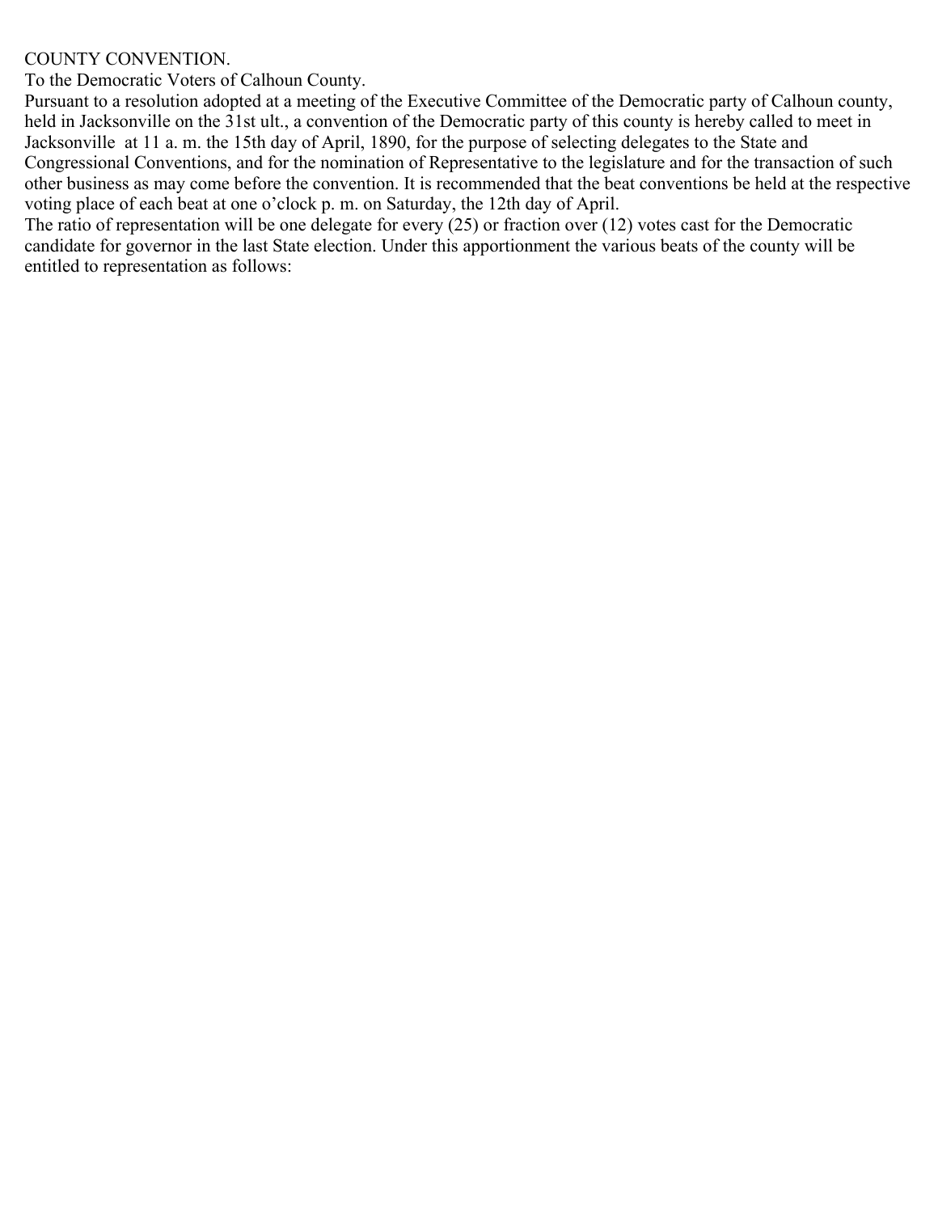COUNTY CONVENTION.

To the Democratic Voters of Calhoun County.

Pursuant to a resolution adopted at a meeting of the Executive Committee of the Democratic party of Calhoun county, held in Jacksonville on the 31st ult., a convention of the Democratic party of this county is hereby called to meet in Jacksonville at 11 a. m. the 15th day of April, 1890, for the purpose of selecting delegates to the State and Congressional Conventions, and for the nomination of Representative to the legislature and for the transaction of such other business as may come before the convention. It is recommended that the beat conventions be held at the respective voting place of each beat at one o'clock p. m. on Saturday, the 12th day of April.

The ratio of representation will be one delegate for every (25) or fraction over (12) votes cast for the Democratic candidate for governor in the last State election. Under this apportionment the various beats of the county will be entitled to representation as follows: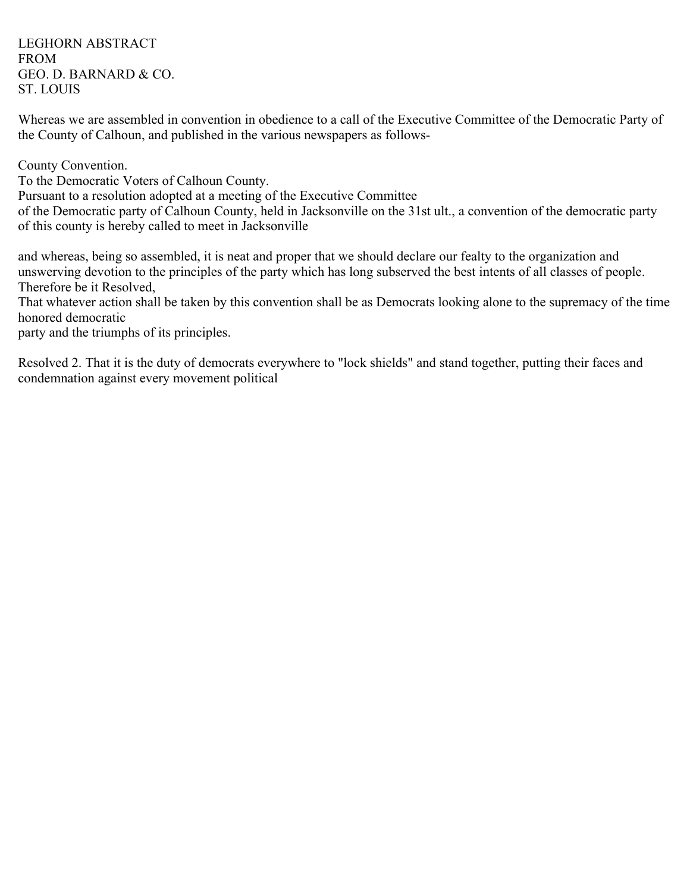LEGHORN ABSTRACT
FROM
GEO. D. BARNARD & CO.
ST. LOUIS

Whereas we are assembled in convention in obedience to a call of the Executive Committee of the Democratic Party of the County of Calhoun, and published in the various newspapers as follows-

County Convention.
To the Democratic Voters of Calhoun County.
Pursuant to a resolution adopted at a meeting of the Executive Committee of the Democratic party of Calhoun County, held in Jacksonville on the 31st ult., a convention of the democratic party of this county is hereby called to meet in Jacksonville

and whereas, being so assembled, it is neat and proper that we should declare our fealty to the organization and unswerving devotion to the principles of the party which has long subserved the best intents of all classes of people. Therefore be it Resolved,
That whatever action shall be taken by this convention shall be as Democrats looking alone to the supremacy of the time honored democratic party and the triumphs of its principles.

Resolved 2. That it is the duty of democrats everywhere to "lock shields" and stand together, putting their faces and condemnation against every movement political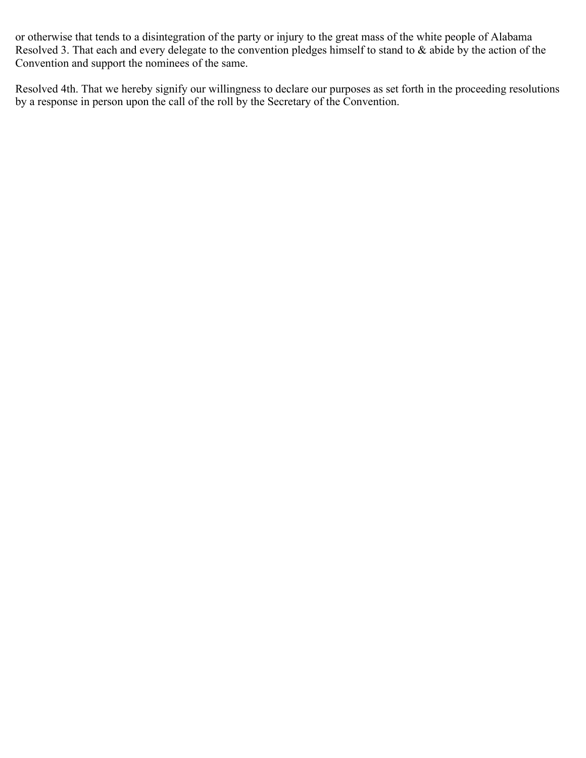or otherwise that tends to a disintegration of the party or injury to the great mass of the white people of Alabama
Resolved 3. That each and every delegate to the convention pledges himself to stand to & abide by the action of the Convention and support the nominees of the same.

Resolved 4th. That we hereby signify our willingness to declare our purposes as set forth in the proceeding resolutions by a response in person upon the call of the roll by the Secretary of the Convention.